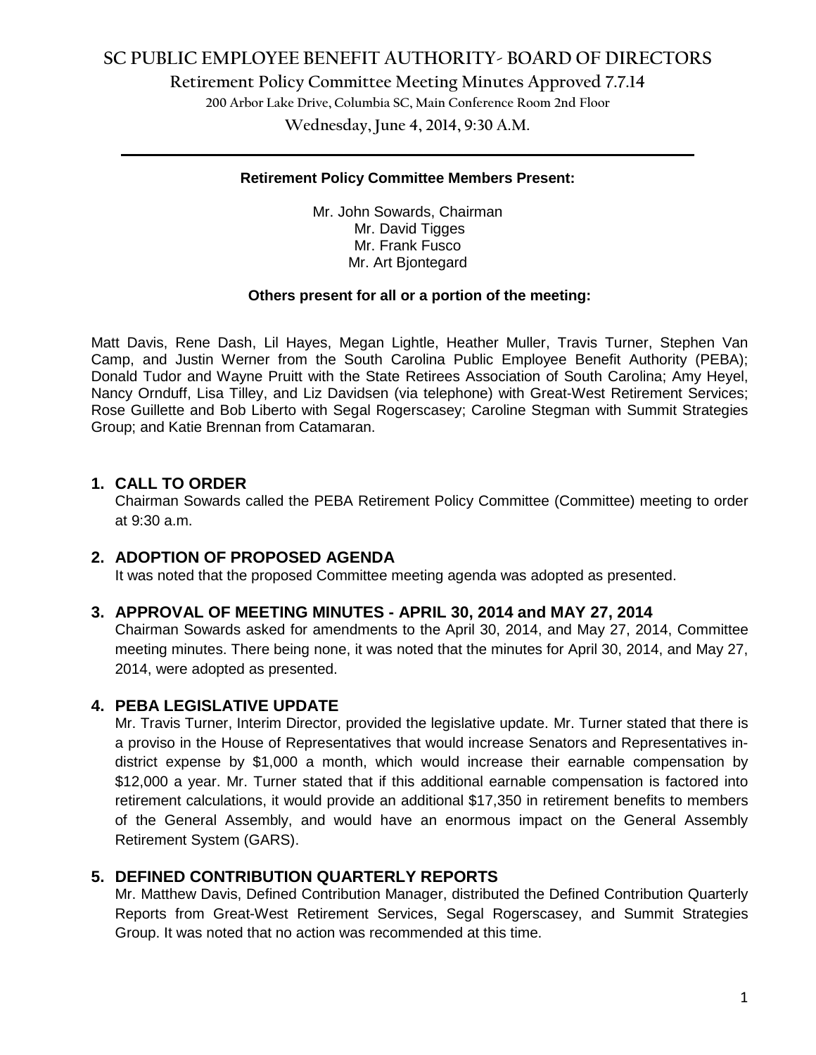# SC PUBLIC EMPLOYEE BENEFIT AUTHORITY- BOARD OF DIRECTORS

## Retirement Policy Committee Meeting Minutes Approved 7.7.14

200 Arbor Lake Drive, Columbia SC, Main Conference Room 2nd Floor

Wednesday, June 4, 2014, 9:30 A.M.

---

**Retirement Policy Committee Members Present:**

Mr. John Sowards, Chairman
Mr. David Tigges
Mr. Frank Fusco
Mr. Art Bjontegard

**Others present for all or a portion of the meeting:**

Matt Davis, Rene Dash, Lil Hayes, Megan Lightle, Heather Muller, Travis Turner, Stephen Van Camp, and Justin Werner from the South Carolina Public Employee Benefit Authority (PEBA); Donald Tudor and Wayne Pruitt with the State Retirees Association of South Carolina; Amy Heyel, Nancy Ornduff, Lisa Tilley, and Liz Davidsen (via telephone) with Great-West Retirement Services; Rose Guillette and Bob Liberto with Segal Rogerscasey; Caroline Stegman with Summit Strategies Group; and Katie Brennan from Catamaran.

### 1. CALL TO ORDER

Chairman Sowards called the PEBA Retirement Policy Committee (Committee) meeting to order at 9:30 a.m.

### 2. ADOPTION OF PROPOSED AGENDA

It was noted that the proposed Committee meeting agenda was adopted as presented.

### 3. APPROVAL OF MEETING MINUTES - APRIL 30, 2014 and MAY 27, 2014

Chairman Sowards asked for amendments to the April 30, 2014, and May 27, 2014, Committee meeting minutes. There being none, it was noted that the minutes for April 30, 2014, and May 27, 2014, were adopted as presented.

### 4. PEBA LEGISLATIVE UPDATE

Mr. Travis Turner, Interim Director, provided the legislative update. Mr. Turner stated that there is a proviso in the House of Representatives that would increase Senators and Representatives in-district expense by $1,000 a month, which would increase their earnable compensation by $12,000 a year. Mr. Turner stated that if this additional earnable compensation is factored into retirement calculations, it would provide an additional $17,350 in retirement benefits to members of the General Assembly, and would have an enormous impact on the General Assembly Retirement System (GARS).

### 5. DEFINED CONTRIBUTION QUARTERLY REPORTS

Mr. Matthew Davis, Defined Contribution Manager, distributed the Defined Contribution Quarterly Reports from Great-West Retirement Services, Segal Rogerscasey, and Summit Strategies Group. It was noted that no action was recommended at this time.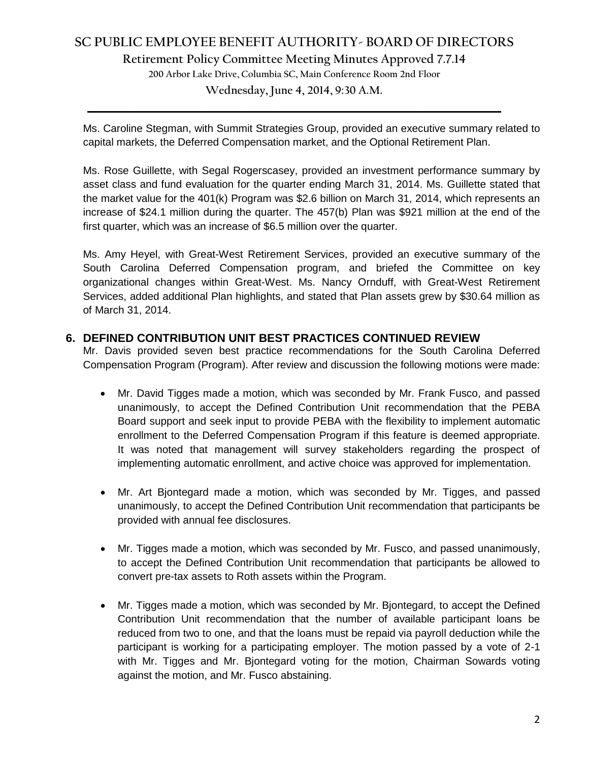Ms. Caroline Stegman, with Summit Strategies Group, provided an executive summary related to capital markets, the Deferred Compensation market, and the Optional Retirement Plan.

Ms. Rose Guillette, with Segal Rogerscasey, provided an investment performance summary by asset class and fund evaluation for the quarter ending March 31, 2014. Ms. Guillette stated that the market value for the 401(k) Program was $2.6 billion on March 31, 2014, which represents an increase of $24.1 million during the quarter. The 457(b) Plan was $921 million at the end of the first quarter, which was an increase of $6.5 million over the quarter.

Ms. Amy Heyel, with Great-West Retirement Services, provided an executive summary of the South Carolina Deferred Compensation program, and briefed the Committee on key organizational changes within Great-West. Ms. Nancy Ornduff, with Great-West Retirement Services, added additional Plan highlights, and stated that Plan assets grew by $30.64 million as of March 31, 2014.

## 6. DEFINED CONTRIBUTION UNIT BEST PRACTICES CONTINUED REVIEW

Mr. Davis provided seven best practice recommendations for the South Carolina Deferred Compensation Program (Program). After review and discussion the following motions were made:

- Mr. David Tigges made a motion, which was seconded by Mr. Frank Fusco, and passed unanimously, to accept the Defined Contribution Unit recommendation that the PEBA Board support and seek input to provide PEBA with the flexibility to implement automatic enrollment to the Deferred Compensation Program if this feature is deemed appropriate. It was noted that management will survey stakeholders regarding the prospect of implementing automatic enrollment, and active choice was approved for implementation.

- Mr. Art Bjontegard made a motion, which was seconded by Mr. Tigges, and passed unanimously, to accept the Defined Contribution Unit recommendation that participants be provided with annual fee disclosures.

- Mr. Tigges made a motion, which was seconded by Mr. Fusco, and passed unanimously, to accept the Defined Contribution Unit recommendation that participants be allowed to convert pre-tax assets to Roth assets within the Program.

- Mr. Tigges made a motion, which was seconded by Mr. Bjontegard, to accept the Defined Contribution Unit recommendation that the number of available participant loans be reduced from two to one, and that the loans must be repaid via payroll deduction while the participant is working for a participating employer. The motion passed by a vote of 2-1 with Mr. Tigges and Mr. Bjontegard voting for the motion, Chairman Sowards voting against the motion, and Mr. Fusco abstaining.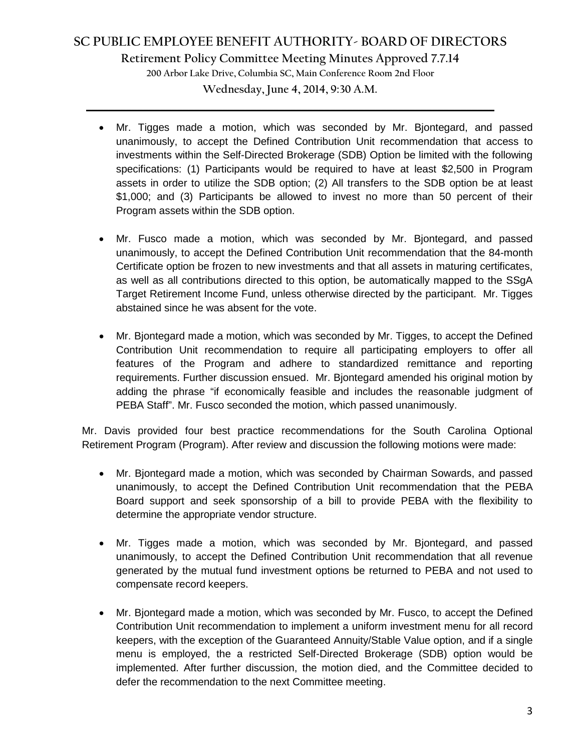- Mr. Tigges made a motion, which was seconded by Mr. Bjontegard, and passed unanimously, to accept the Defined Contribution Unit recommendation that access to investments within the Self-Directed Brokerage (SDB) Option be limited with the following specifications: (1) Participants would be required to have at least $2,500 in Program assets in order to utilize the SDB option; (2) All transfers to the SDB option be at least $1,000; and (3) Participants be allowed to invest no more than 50 percent of their Program assets within the SDB option.

- Mr. Fusco made a motion, which was seconded by Mr. Bjontegard, and passed unanimously, to accept the Defined Contribution Unit recommendation that the 84-month Certificate option be frozen to new investments and that all assets in maturing certificates, as well as all contributions directed to this option, be automatically mapped to the SSgA Target Retirement Income Fund, unless otherwise directed by the participant. Mr. Tigges abstained since he was absent for the vote.

- Mr. Bjontegard made a motion, which was seconded by Mr. Tigges, to accept the Defined Contribution Unit recommendation to require all participating employers to offer all features of the Program and adhere to standardized remittance and reporting requirements. Further discussion ensued. Mr. Bjontegard amended his original motion by adding the phrase "if economically feasible and includes the reasonable judgment of PEBA Staff". Mr. Fusco seconded the motion, which passed unanimously.

Mr. Davis provided four best practice recommendations for the South Carolina Optional Retirement Program (Program). After review and discussion the following motions were made:

- Mr. Bjontegard made a motion, which was seconded by Chairman Sowards, and passed unanimously, to accept the Defined Contribution Unit recommendation that the PEBA Board support and seek sponsorship of a bill to provide PEBA with the flexibility to determine the appropriate vendor structure.

- Mr. Tigges made a motion, which was seconded by Mr. Bjontegard, and passed unanimously, to accept the Defined Contribution Unit recommendation that all revenue generated by the mutual fund investment options be returned to PEBA and not used to compensate record keepers.

- Mr. Bjontegard made a motion, which was seconded by Mr. Fusco, to accept the Defined Contribution Unit recommendation to implement a uniform investment menu for all record keepers, with the exception of the Guaranteed Annuity/Stable Value option, and if a single menu is employed, the a restricted Self-Directed Brokerage (SDB) option would be implemented. After further discussion, the motion died, and the Committee decided to defer the recommendation to the next Committee meeting.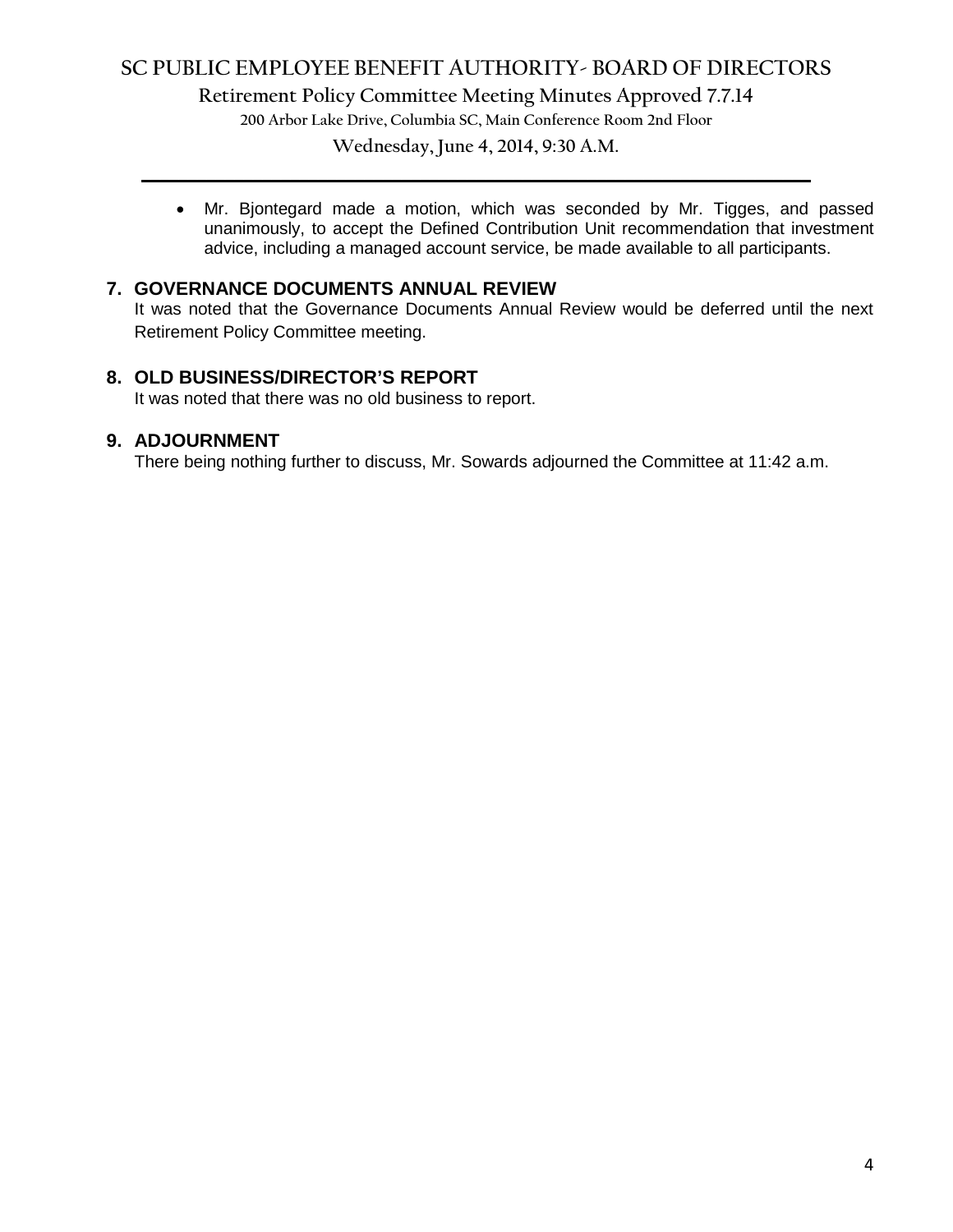- Mr. Bjontegard made a motion, which was seconded by Mr. Tigges, and passed unanimously, to accept the Defined Contribution Unit recommendation that investment advice, including a managed account service, be made available to all participants.

## 7. GOVERNANCE DOCUMENTS ANNUAL REVIEW

It was noted that the Governance Documents Annual Review would be deferred until the next Retirement Policy Committee meeting.

## 8. OLD BUSINESS/DIRECTOR'S REPORT

It was noted that there was no old business to report.

## 9. ADJOURNMENT

There being nothing further to discuss, Mr. Sowards adjourned the Committee at 11:42 a.m.